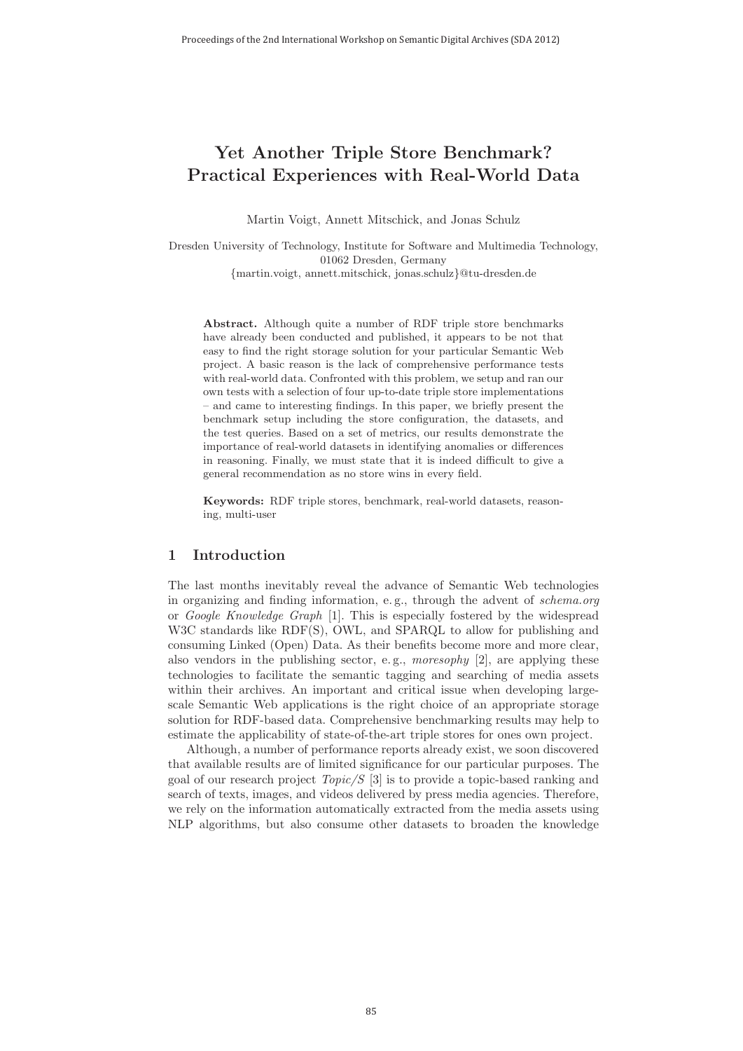# Yet Another Triple Store Benchmark? Practical Experiences with Real-World Data

Martin Voigt, Annett Mitschick, and Jonas Schulz

Dresden University of Technology, Institute for Software and Multimedia Technology, 01062 Dresden, Germany
{martin.voigt, annett.mitschick, jonas.schulz}@tu-dresden.de

**Abstract.** Although quite a number of RDF triple store benchmarks have already been conducted and published, it appears to be not that easy to find the right storage solution for your particular Semantic Web project. A basic reason is the lack of comprehensive performance tests with real-world data. Confronted with this problem, we setup and ran our own tests with a selection of four up-to-date triple store implementations – and came to interesting findings. In this paper, we briefly present the benchmark setup including the store configuration, the datasets, and the test queries. Based on a set of metrics, our results demonstrate the importance of real-world datasets in identifying anomalies or differences in reasoning. Finally, we must state that it is indeed difficult to give a general recommendation as no store wins in every field.

**Keywords:** RDF triple stores, benchmark, real-world datasets, reasoning, multi-user

## 1 Introduction

The last months inevitably reveal the advance of Semantic Web technologies in organizing and finding information, e. g., through the advent of *schema.org* or *Google Knowledge Graph* [1]. This is especially fostered by the widespread W3C standards like RDF(S), OWL, and SPARQL to allow for publishing and consuming Linked (Open) Data. As their benefits become more and more clear, also vendors in the publishing sector, e. g., *moresophy* [2], are applying these technologies to facilitate the semantic tagging and searching of media assets within their archives. An important and critical issue when developing large-scale Semantic Web applications is the right choice of an appropriate storage solution for RDF-based data. Comprehensive benchmarking results may help to estimate the applicability of state-of-the-art triple stores for ones own project.

Although, a number of performance reports already exist, we soon discovered that available results are of limited significance for our particular purposes. The goal of our research project *Topic/S* [3] is to provide a topic-based ranking and search of texts, images, and videos delivered by press media agencies. Therefore, we rely on the information automatically extracted from the media assets using NLP algorithms, but also consume other datasets to broaden the knowledge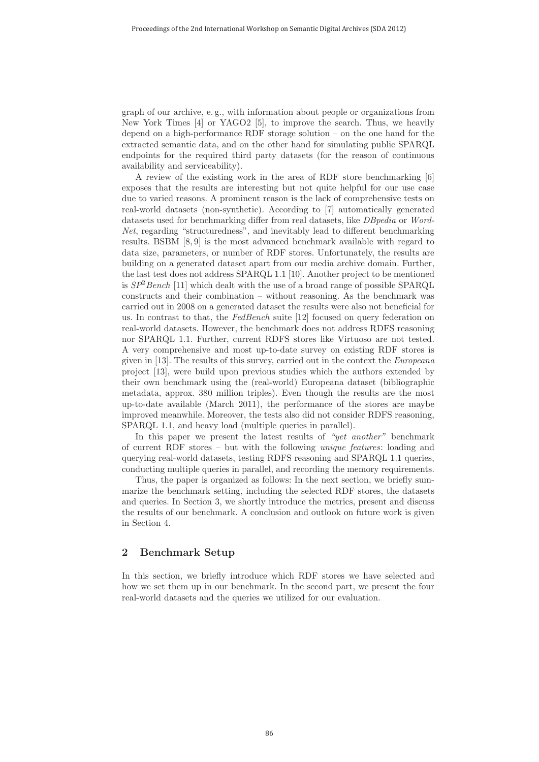graph of our archive, e. g., with information about people or organizations from New York Times [4] or YAGO2 [5], to improve the search. Thus, we heavily depend on a high-performance RDF storage solution – on the one hand for the extracted semantic data, and on the other hand for simulating public SPARQL endpoints for the required third party datasets (for the reason of continuous availability and serviceability).

A review of the existing work in the area of RDF store benchmarking [6] exposes that the results are interesting but not quite helpful for our use case due to varied reasons. A prominent reason is the lack of comprehensive tests on real-world datasets (non-synthetic). According to [7] automatically generated datasets used for benchmarking differ from real datasets, like *DBpedia* or *WordNet*, regarding "structuredness", and inevitably lead to different benchmarking results. BSBM [8, 9] is the most advanced benchmark available with regard to data size, parameters, or number of RDF stores. Unfortunately, the results are building on a generated dataset apart from our media archive domain. Further, the last test does not address SPARQL 1.1 [10]. Another project to be mentioned is *SP*[2]*Bench* [11] which dealt with the use of a broad range of possible SPARQL constructs and their combination – without reasoning. As the benchmark was carried out in 2008 on a generated dataset the results were also not beneficial for us. In contrast to that, the *FedBench* suite [12] focused on query federation on real-world datasets. However, the benchmark does not address RDFS reasoning nor SPARQL 1.1. Further, current RDFS stores like Virtuoso are not tested. A very comprehensive and most up-to-date survey on existing RDF stores is given in [13]. The results of this survey, carried out in the context the *Europeana* project [13], were build upon previous studies which the authors extended by their own benchmark using the (real-world) Europeana dataset (bibliographic metadata, approx. 380 million triples). Even though the results are the most up-to-date available (March 2011), the performance of the stores are maybe improved meanwhile. Moreover, the tests also did not consider RDFS reasoning, SPARQL 1.1, and heavy load (multiple queries in parallel).

In this paper we present the latest results of *"yet another"* benchmark of current RDF stores – but with the following *unique features*: loading and querying real-world datasets, testing RDFS reasoning and SPARQL 1.1 queries, conducting multiple queries in parallel, and recording the memory requirements.

Thus, the paper is organized as follows: In the next section, we briefly summarize the benchmark setting, including the selected RDF stores, the datasets and queries. In Section 3, we shortly introduce the metrics, present and discuss the results of our benchmark. A conclusion and outlook on future work is given in Section 4.

## 2 Benchmark Setup

In this section, we briefly introduce which RDF stores we have selected and how we set them up in our benchmark. In the second part, we present the four real-world datasets and the queries we utilized for our evaluation.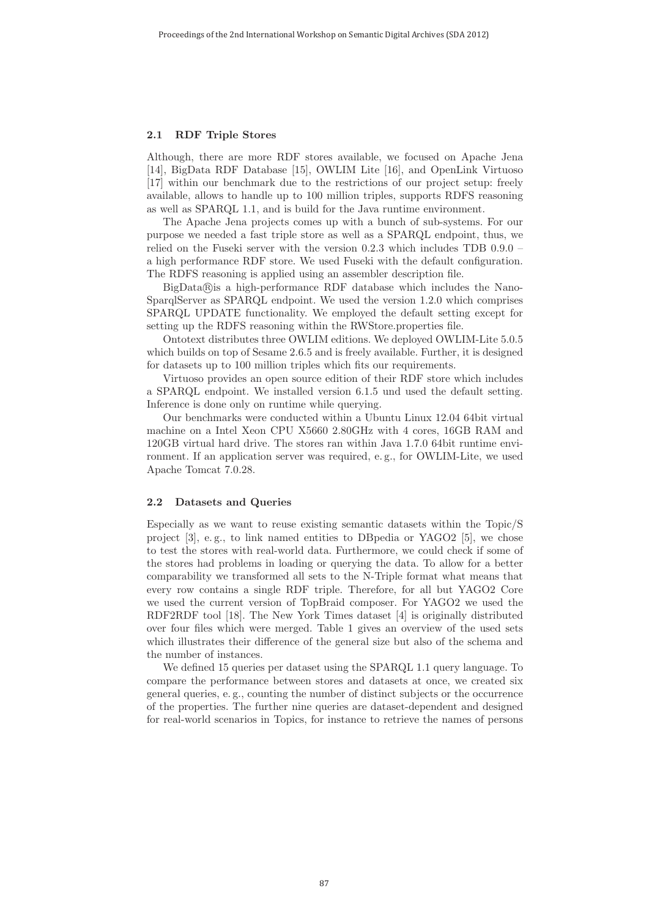### 2.1 RDF Triple Stores

Although, there are more RDF stores available, we focused on Apache Jena [14], BigData RDF Database [15], OWLIM Lite [16], and OpenLink Virtuoso [17] within our benchmark due to the restrictions of our project setup: freely available, allows to handle up to 100 million triples, supports RDFS reasoning as well as SPARQL 1.1, and is build for the Java runtime environment.

The Apache Jena projects comes up with a bunch of sub-systems. For our purpose we needed a fast triple store as well as a SPARQL endpoint, thus, we relied on the Fuseki server with the version 0.2.3 which includes TDB 0.9.0 – a high performance RDF store. We used Fuseki with the default configuration. The RDFS reasoning is applied using an assembler description file.

BigData®is a high-performance RDF database which includes the NanoSparqlServer as SPARQL endpoint. We used the version 1.2.0 which comprises SPARQL UPDATE functionality. We employed the default setting except for setting up the RDFS reasoning within the RWStore.properties file.

Ontotext distributes three OWLIM editions. We deployed OWLIM-Lite 5.0.5 which builds on top of Sesame 2.6.5 and is freely available. Further, it is designed for datasets up to 100 million triples which fits our requirements.

Virtuoso provides an open source edition of their RDF store which includes a SPARQL endpoint. We installed version 6.1.5 und used the default setting. Inference is done only on runtime while querying.

Our benchmarks were conducted within a Ubuntu Linux 12.04 64bit virtual machine on a Intel Xeon CPU X5660 2.80GHz with 4 cores, 16GB RAM and 120GB virtual hard drive. The stores ran within Java 1.7.0 64bit runtime environment. If an application server was required, e. g., for OWLIM-Lite, we used Apache Tomcat 7.0.28.

### 2.2 Datasets and Queries

Especially as we want to reuse existing semantic datasets within the Topic/S project [3], e. g., to link named entities to DBpedia or YAGO2 [5], we chose to test the stores with real-world data. Furthermore, we could check if some of the stores had problems in loading or querying the data. To allow for a better comparability we transformed all sets to the N-Triple format what means that every row contains a single RDF triple. Therefore, for all but YAGO2 Core we used the current version of TopBraid composer. For YAGO2 we used the RDF2RDF tool [18]. The New York Times dataset [4] is originally distributed over four files which were merged. Table 1 gives an overview of the used sets which illustrates their difference of the general size but also of the schema and the number of instances.

We defined 15 queries per dataset using the SPARQL 1.1 query language. To compare the performance between stores and datasets at once, we created six general queries, e. g., counting the number of distinct subjects or the occurrence of the properties. The further nine queries are dataset-dependent and designed for real-world scenarios in Topics, for instance to retrieve the names of persons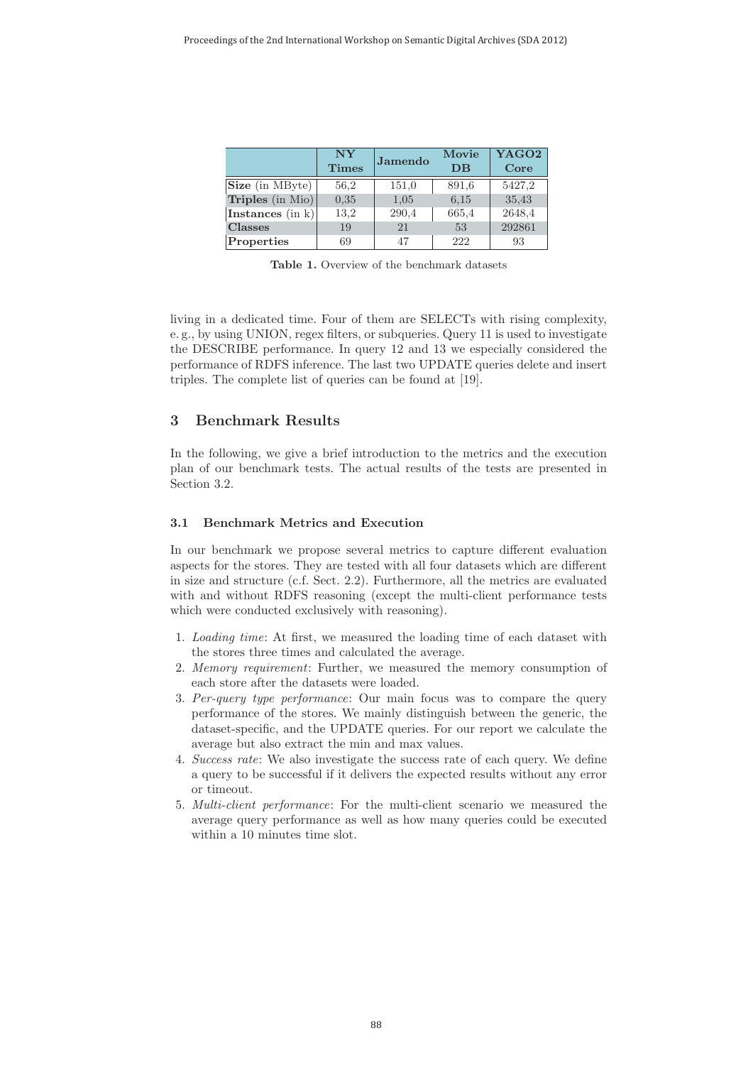| | NY Times | Jamendo | Movie DB | YAGO2 Core |
|---|---|---|---|---|
| **Size** (in MByte) | 56,2 | 151,0 | 891,6 | 5427,2 |
| **Triples** (in Mio) | 0,35 | 1,05 | 6,15 | 35,43 |
| **Instances** (in k) | 13,2 | 290,4 | 665,4 | 2648,4 |
| **Classes** | 19 | 21 | 53 | 292861 |
| **Properties** | 69 | 47 | 222 | 93 |

**Table 1.** Overview of the benchmark datasets

living in a dedicated time. Four of them are SELECTs with rising complexity, e. g., by using UNION, regex filters, or subqueries. Query 11 is used to investigate the DESCRIBE performance. In query 12 and 13 we especially considered the performance of RDFS inference. The last two UPDATE queries delete and insert triples. The complete list of queries can be found at [19].

## 3 Benchmark Results

In the following, we give a brief introduction to the metrics and the execution plan of our benchmark tests. The actual results of the tests are presented in Section 3.2.

### 3.1 Benchmark Metrics and Execution

In our benchmark we propose several metrics to capture different evaluation aspects for the stores. They are tested with all four datasets which are different in size and structure (c.f. Sect. 2.2). Furthermore, all the metrics are evaluated with and without RDFS reasoning (except the multi-client performance tests which were conducted exclusively with reasoning).

1. *Loading time*: At first, we measured the loading time of each dataset with the stores three times and calculated the average.
2. *Memory requirement*: Further, we measured the memory consumption of each store after the datasets were loaded.
3. *Per-query type performance*: Our main focus was to compare the query performance of the stores. We mainly distinguish between the generic, the dataset-specific, and the UPDATE queries. For our report we calculate the average but also extract the min and max values.
4. *Success rate*: We also investigate the success rate of each query. We define a query to be successful if it delivers the expected results without any error or timeout.
5. *Multi-client performance*: For the multi-client scenario we measured the average query performance as well as how many queries could be executed within a 10 minutes time slot.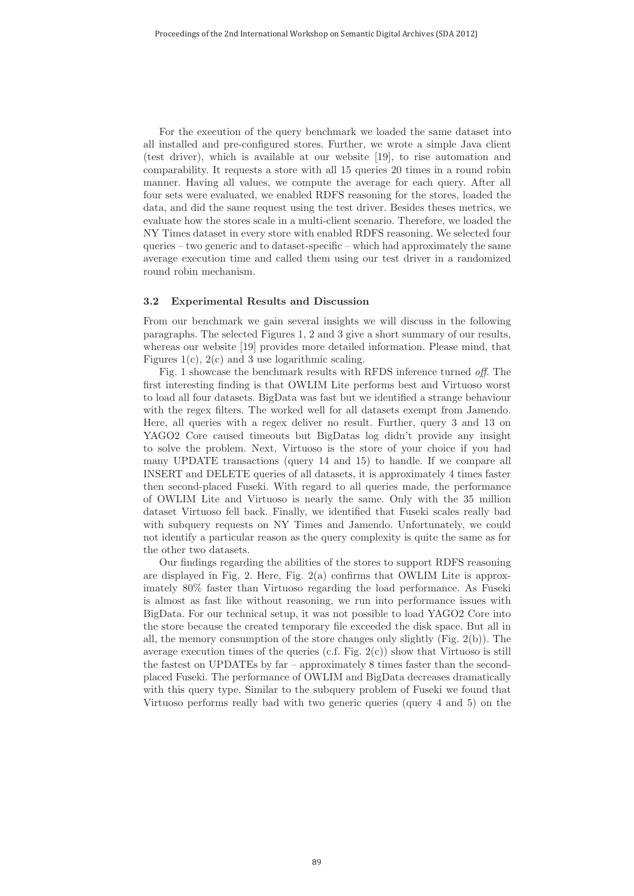For the execution of the query benchmark we loaded the same dataset into all installed and pre-configured stores. Further, we wrote a simple Java client (test driver), which is available at our website [19], to rise automation and comparability. It requests a store with all 15 queries 20 times in a round robin manner. Having all values, we compute the average for each query. After all four sets were evaluated, we enabled RDFS reasoning for the stores, loaded the data, and did the same request using the test driver. Besides theses metrics, we evaluate how the stores scale in a multi-client scenario. Therefore, we loaded the NY Times dataset in every store with enabled RDFS reasoning. We selected four queries – two generic and to dataset-specific – which had approximately the same average execution time and called them using our test driver in a randomized round robin mechanism.

### 3.2 Experimental Results and Discussion

From our benchmark we gain several insights we will discuss in the following paragraphs. The selected Figures 1, 2 and 3 give a short summary of our results, whereas our website [19] provides more detailed information. Please mind, that Figures 1(c), 2(c) and 3 use logarithmic scaling.

Fig. 1 showcase the benchmark results with RFDS inference turned *off*. The first interesting finding is that OWLIM Lite performs best and Virtuoso worst to load all four datasets. BigData was fast but we identified a strange behaviour with the regex filters. The worked well for all datasets exempt from Jamendo. Here, all queries with a regex deliver no result. Further, query 3 and 13 on YAGO2 Core caused timeouts but BigDatas log didn't provide any insight to solve the problem. Next, Virtuoso is the store of your choice if you had many UPDATE transactions (query 14 and 15) to handle. If we compare all INSERT and DELETE queries of all datasets, it is approximately 4 times faster then second-placed Fuseki. With regard to all queries made, the performance of OWLIM Lite and Virtuoso is nearly the same. Only with the 35 million dataset Virtuoso fell back. Finally, we identified that Fuseki scales really bad with subquery requests on NY Times and Jamendo. Unfortunately, we could not identify a particular reason as the query complexity is quite the same as for the other two datasets.

Our findings regarding the abilities of the stores to support RDFS reasoning are displayed in Fig. 2. Here, Fig. 2(a) confirms that OWLIM Lite is approximately 80% faster than Virtuoso regarding the load performance. As Fuseki is almost as fast like without reasoning, we run into performance issues with BigData. For our technical setup, it was not possible to load YAGO2 Core into the store because the created temporary file exceeded the disk space. But all in all, the memory consumption of the store changes only slightly (Fig. 2(b)). The average execution times of the queries (c.f. Fig. 2(c)) show that Virtuoso is still the fastest on UPDATEs by far – approximately 8 times faster than the second-placed Fuseki. The performance of OWLIM and BigData decreases dramatically with this query type. Similar to the subquery problem of Fuseki we found that Virtuoso performs really bad with two generic queries (query 4 and 5) on the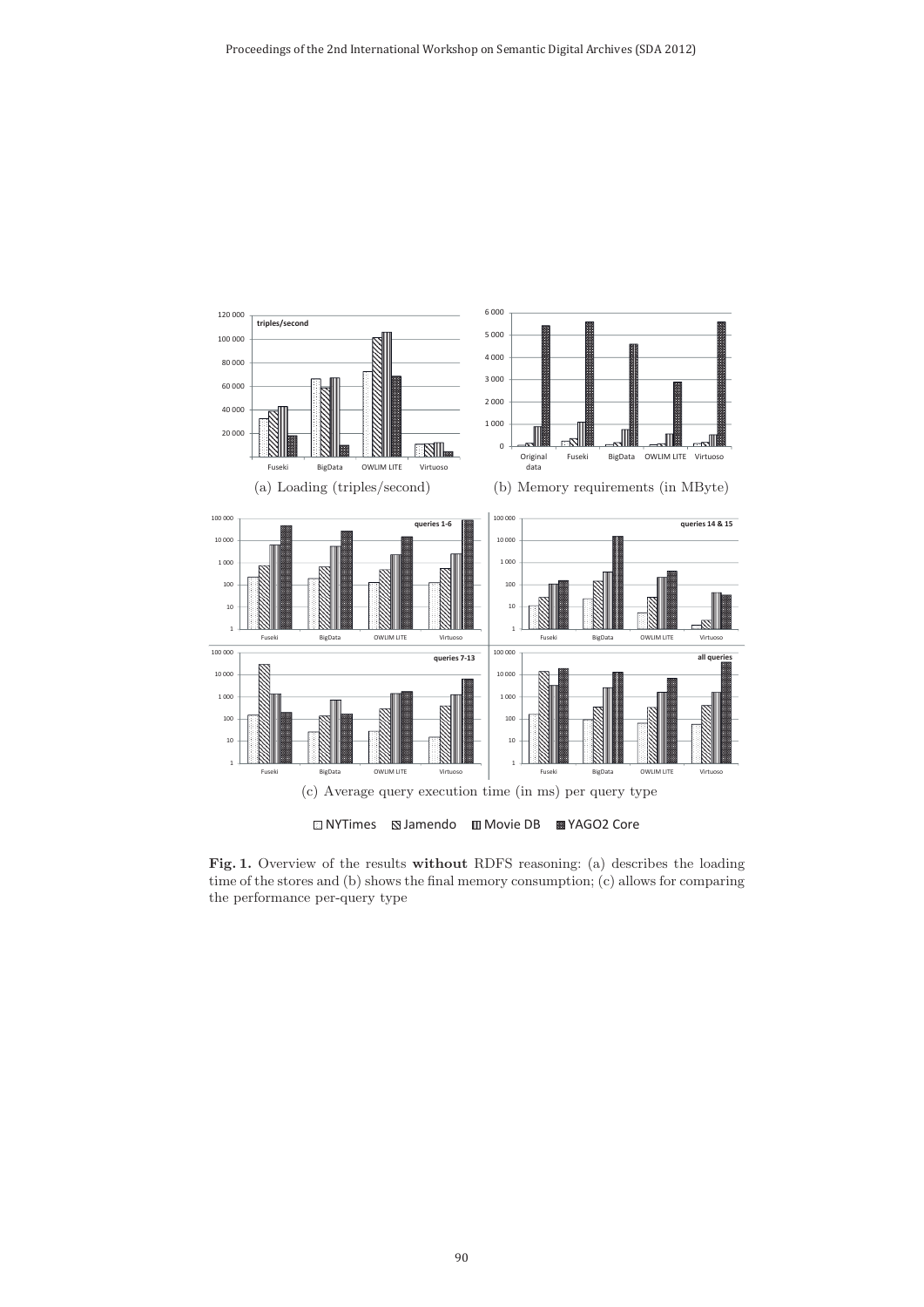(a) Loading (triples/second)

(b) Memory requirements (in MByte)

(c) Average query execution time (in ms) per query type

**Fig. 1.** Overview of the results **without** RDFS reasoning: (a) describes the loading time of the stores and (b) shows the final memory consumption; (c) allows for comparing the performance per-query type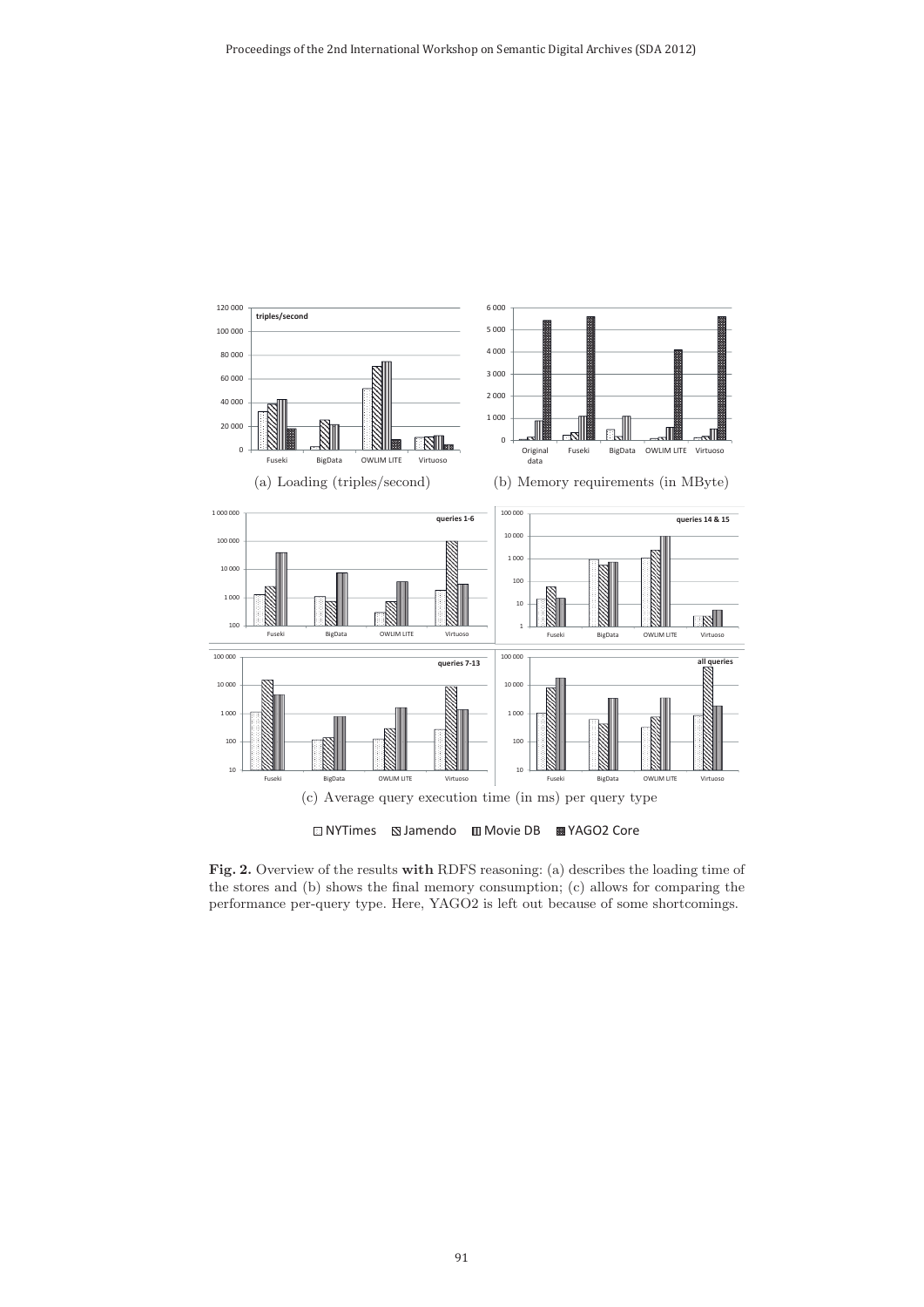(a) Loading (triples/second)

(b) Memory requirements (in MByte)

(c) Average query execution time (in ms) per query type

□ NYTimes ▨ Jamendo ▥ Movie DB ▩ YAGO2 Core

**Fig. 2.** Overview of the results **with** RDFS reasoning: (a) describes the loading time of the stores and (b) shows the final memory consumption; (c) allows for comparing the performance per-query type. Here, YAGO2 is left out because of some shortcomings.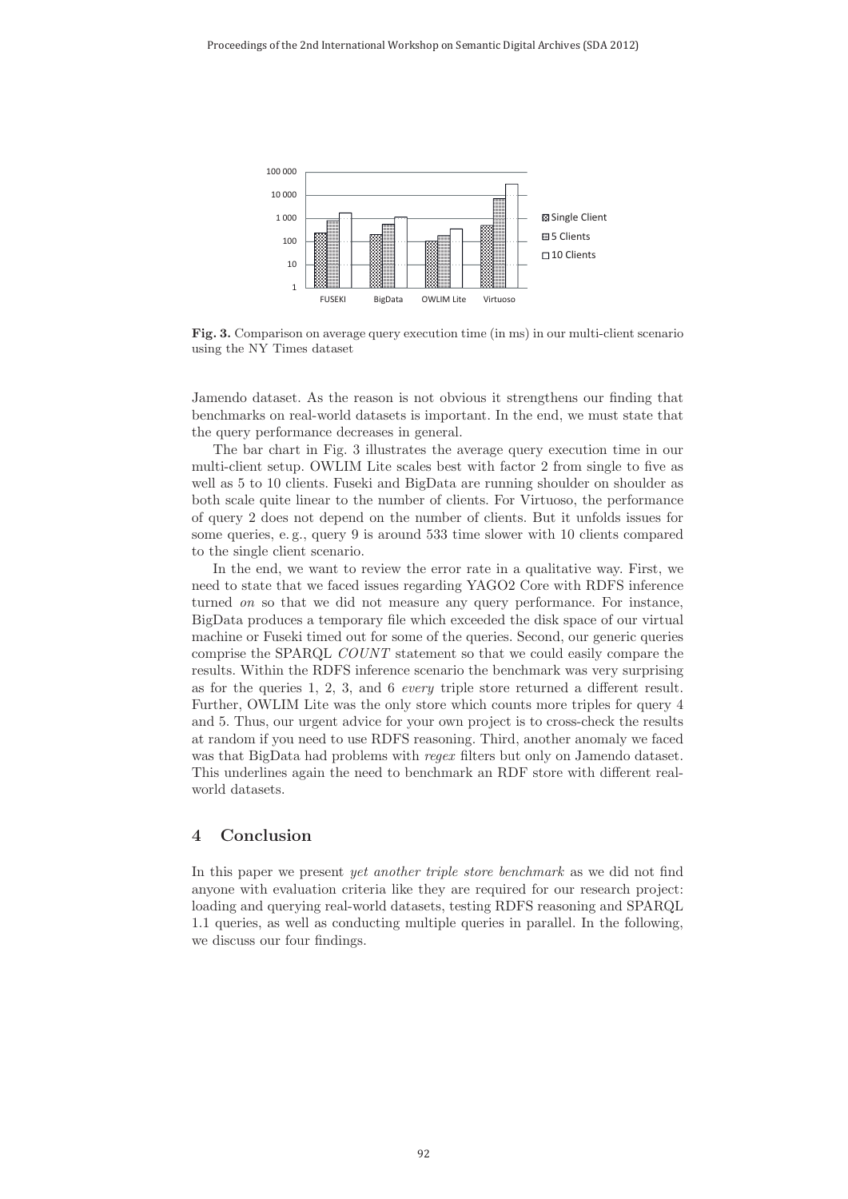**Fig. 3.** Comparison on average query execution time (in ms) in our multi-client scenario using the NY Times dataset

Jamendo dataset. As the reason is not obvious it strengthens our finding that benchmarks on real-world datasets is important. In the end, we must state that the query performance decreases in general.

The bar chart in Fig. 3 illustrates the average query execution time in our multi-client setup. OWLIM Lite scales best with factor 2 from single to five as well as 5 to 10 clients. Fuseki and BigData are running shoulder on shoulder as both scale quite linear to the number of clients. For Virtuoso, the performance of query 2 does not depend on the number of clients. But it unfolds issues for some queries, e. g., query 9 is around 533 time slower with 10 clients compared to the single client scenario.

In the end, we want to review the error rate in a qualitative way. First, we need to state that we faced issues regarding YAGO2 Core with RDFS inference turned *on* so that we did not measure any query performance. For instance, BigData produces a temporary file which exceeded the disk space of our virtual machine or Fuseki timed out for some of the queries. Second, our generic queries comprise the SPARQL *COUNT* statement so that we could easily compare the results. Within the RDFS inference scenario the benchmark was very surprising as for the queries 1, 2, 3, and 6 *every* triple store returned a different result. Further, OWLIM Lite was the only store which counts more triples for query 4 and 5. Thus, our urgent advice for your own project is to cross-check the results at random if you need to use RDFS reasoning. Third, another anomaly we faced was that BigData had problems with *regex* filters but only on Jamendo dataset. This underlines again the need to benchmark an RDF store with different real-world datasets.

## 4 Conclusion

In this paper we present *yet another triple store benchmark* as we did not find anyone with evaluation criteria like they are required for our research project: loading and querying real-world datasets, testing RDFS reasoning and SPARQL 1.1 queries, as well as conducting multiple queries in parallel. In the following, we discuss our four findings.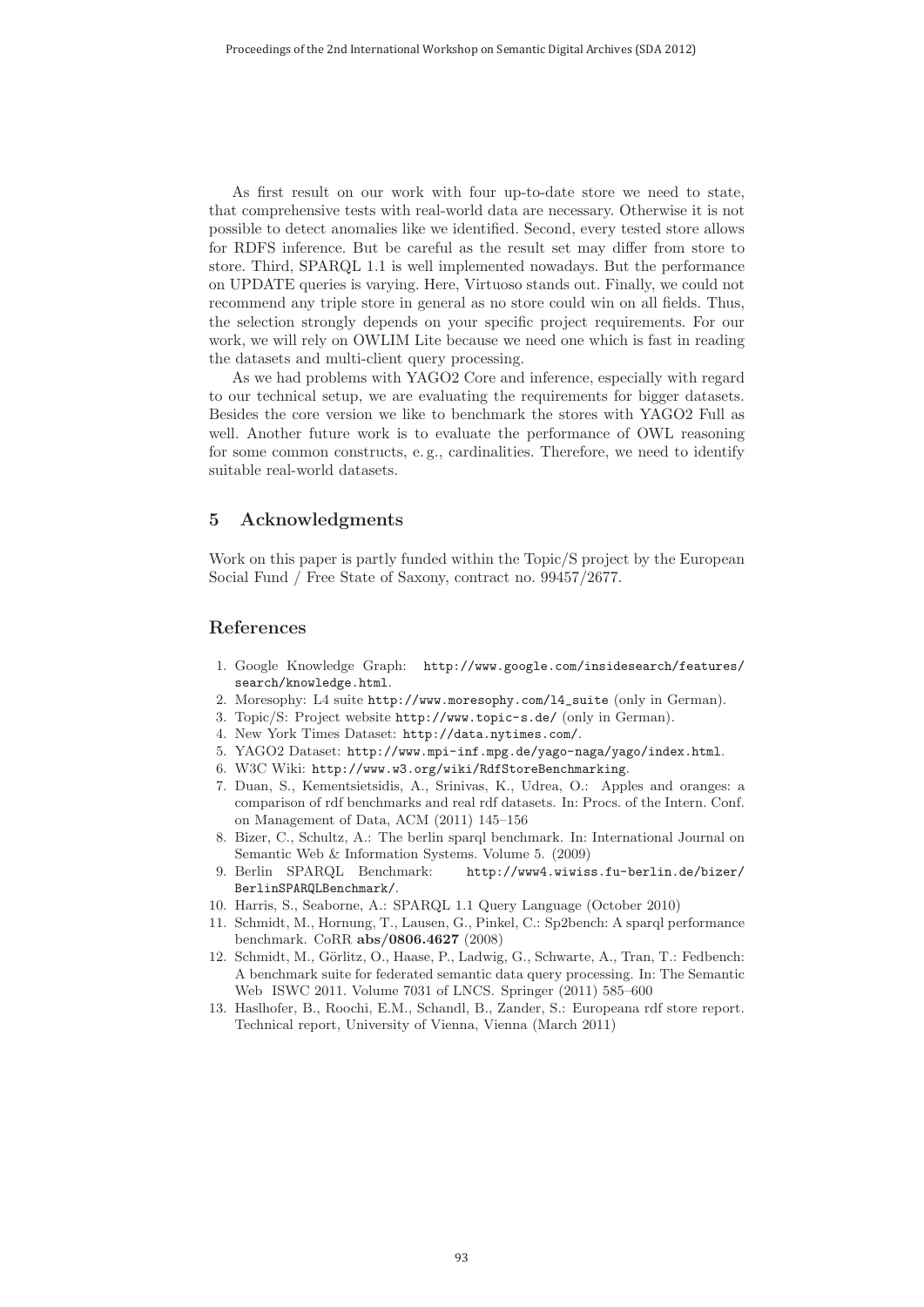As first result on our work with four up-to-date store we need to state, that comprehensive tests with real-world data are necessary. Otherwise it is not possible to detect anomalies like we identified. Second, every tested store allows for RDFS inference. But be careful as the result set may differ from store to store. Third, SPARQL 1.1 is well implemented nowadays. But the performance on UPDATE queries is varying. Here, Virtuoso stands out. Finally, we could not recommend any triple store in general as no store could win on all fields. Thus, the selection strongly depends on your specific project requirements. For our work, we will rely on OWLIM Lite because we need one which is fast in reading the datasets and multi-client query processing.

As we had problems with YAGO2 Core and inference, especially with regard to our technical setup, we are evaluating the requirements for bigger datasets. Besides the core version we like to benchmark the stores with YAGO2 Full as well. Another future work is to evaluate the performance of OWL reasoning for some common constructs, e. g., cardinalities. Therefore, we need to identify suitable real-world datasets.

## 5 Acknowledgments

Work on this paper is partly funded within the Topic/S project by the European Social Fund / Free State of Saxony, contract no. 99457/2677.

## References

1. Google Knowledge Graph: http://www.google.com/insidesearch/features/search/knowledge.html.
2. Moresophy: L4 suite http://www.moresophy.com/l4_suite (only in German).
3. Topic/S: Project website http://www.topic-s.de/ (only in German).
4. New York Times Dataset: http://data.nytimes.com/.
5. YAGO2 Dataset: http://www.mpi-inf.mpg.de/yago-naga/yago/index.html.
6. W3C Wiki: http://www.w3.org/wiki/RdfStoreBenchmarking.
7. Duan, S., Kementsietsidis, A., Srinivas, K., Udrea, O.: Apples and oranges: a comparison of rdf benchmarks and real rdf datasets. In: Procs. of the Intern. Conf. on Management of Data, ACM (2011) 145–156
8. Bizer, C., Schultz, A.: The berlin sparql benchmark. In: International Journal on Semantic Web & Information Systems. Volume 5. (2009)
9. Berlin SPARQL Benchmark: http://www4.wiwiss.fu-berlin.de/bizer/BerlinSPARQLBenchmark/.
10. Harris, S., Seaborne, A.: SPARQL 1.1 Query Language (October 2010)
11. Schmidt, M., Hornung, T., Lausen, G., Pinkel, C.: Sp2bench: A sparql performance benchmark. CoRR **abs/0806.4627** (2008)
12. Schmidt, M., Görlitz, O., Haase, P., Ladwig, G., Schwarte, A., Tran, T.: Fedbench: A benchmark suite for federated semantic data query processing. In: The Semantic Web ISWC 2011. Volume 7031 of LNCS. Springer (2011) 585–600
13. Haslhofer, B., Roochi, E.M., Schandl, B., Zander, S.: Europeana rdf store report. Technical report, University of Vienna, Vienna (March 2011)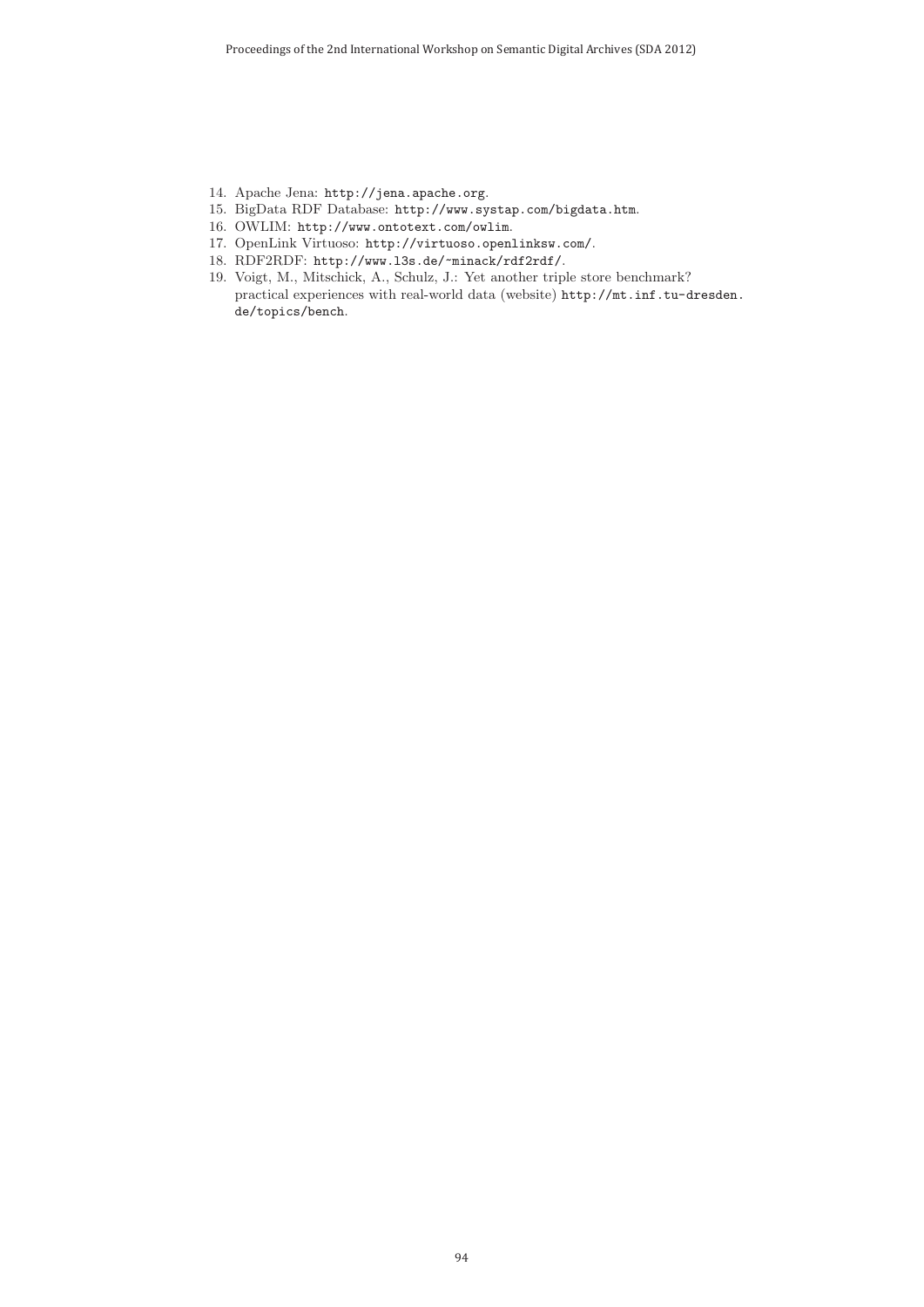14. Apache Jena: http://jena.apache.org.
15. BigData RDF Database: http://www.systap.com/bigdata.htm.
16. OWLIM: http://www.ontotext.com/owlim.
17. OpenLink Virtuoso: http://virtuoso.openlinksw.com/.
18. RDF2RDF: http://www.l3s.de/~minack/rdf2rdf/.
19. Voigt, M., Mitschick, A., Schulz, J.: Yet another triple store benchmark? practical experiences with real-world data (website) http://mt.inf.tu-dresden.de/topics/bench.